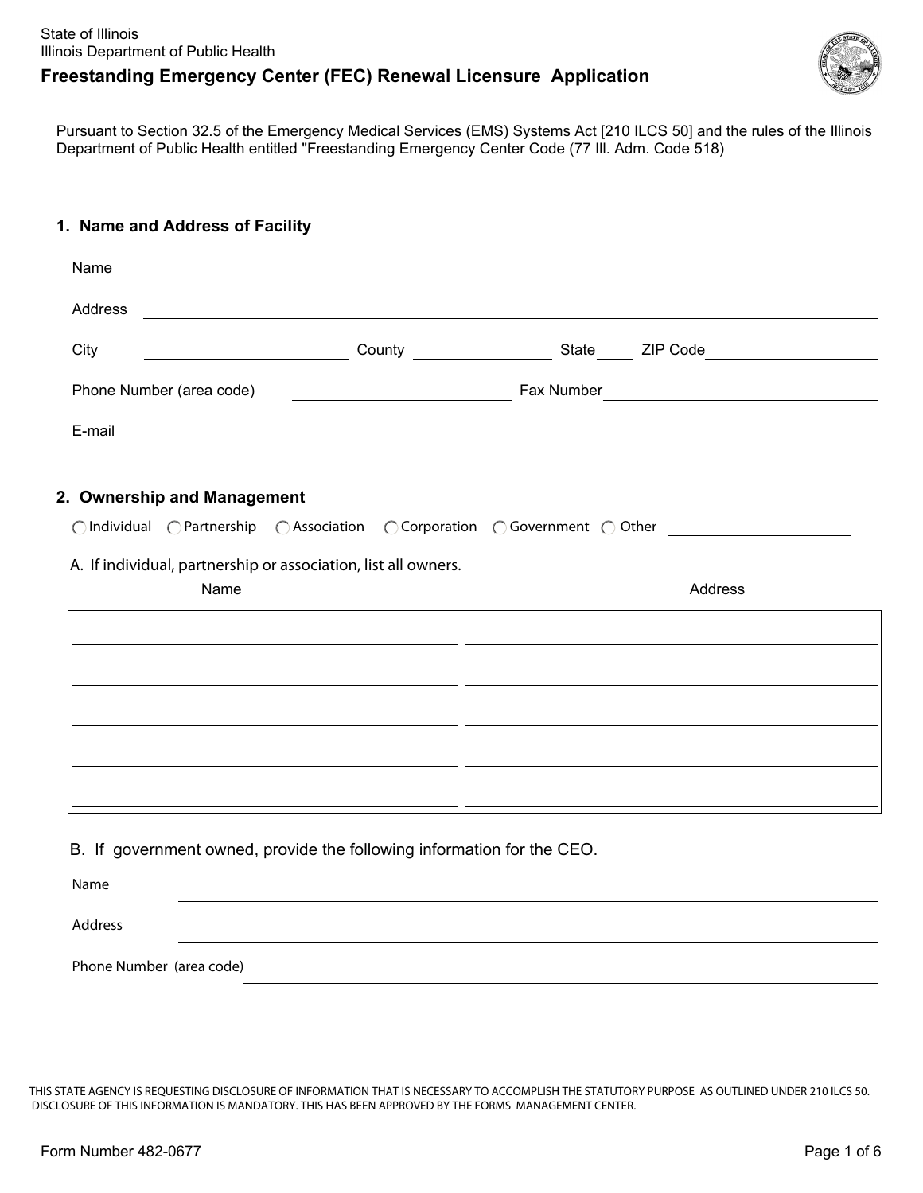State of Illinois
Illinois Department of Public Health

# Freestanding Emergency Center (FEC) Renewal Licensure Application

Pursuant to Section 32.5 of the Emergency Medical Services (EMS) Systems Act [210 ILCS 50] and the rules of the Illinois Department of Public Health entitled "Freestanding Emergency Center Code (77 Ill. Adm. Code 518)

## 1. Name and Address of Facility

Name \_\_\_\_\_\_\_\_\_\_\_\_\_\_\_\_\_\_\_\_\_\_\_\_\_\_\_\_\_\_\_\_\_\_\_\_\_\_\_\_

Address \_\_\_\_\_\_\_\_\_\_\_\_\_\_\_\_\_\_\_\_\_\_\_\_\_\_\_\_\_\_\_\_\_\_\_\_\_\_\_\_

City \_\_\_\_\_\_\_\_\_\_\_\_\_\_\_\_ County \_\_\_\_\_\_\_\_\_\_\_\_\_\_ State \_\_\_\_ ZIP Code \_\_\_\_\_\_\_\_\_\_\_\_

Phone Number (area code) \_\_\_\_\_\_\_\_\_\_\_\_\_\_\_\_ Fax Number \_\_\_\_\_\_\_\_\_\_\_\_\_\_\_\_

E-mail \_\_\_\_\_\_\_\_\_\_\_\_\_\_\_\_\_\_\_\_\_\_\_\_\_\_\_\_\_\_\_\_\_\_\_\_\_\_\_\_

## 2. Ownership and Management

◯ Individual ◯ Partnership ◯ Association ◯ Corporation ◯ Government ◯ Other \_\_\_\_\_\_\_\_\_\_\_\_

A. If individual, partnership or association, list all owners.

| Name | Address |
|---|---|
| | |
| | |
| | |
| | |
| | |

B. If government owned, provide the following information for the CEO.

Name \_\_\_\_\_\_\_\_\_\_\_\_\_\_\_\_\_\_\_\_\_\_\_\_\_\_\_\_\_\_\_\_\_\_\_\_\_\_\_\_

Address \_\_\_\_\_\_\_\_\_\_\_\_\_\_\_\_\_\_\_\_\_\_\_\_\_\_\_\_\_\_\_\_\_\_\_\_\_\_\_\_

Phone Number (area code) \_\_\_\_\_\_\_\_\_\_\_\_\_\_\_\_\_\_\_\_\_\_\_\_\_\_\_\_\_\_\_\_\_\_\_\_\_\_\_\_

THIS STATE AGENCY IS REQUESTING DISCLOSURE OF INFORMATION THAT IS NECESSARY TO ACCOMPLISH THE STATUTORY PURPOSE AS OUTLINED UNDER 210 ILCS 50. DISCLOSURE OF THIS INFORMATION IS MANDATORY. THIS HAS BEEN APPROVED BY THE FORMS MANAGEMENT CENTER.

Form Number 482-0677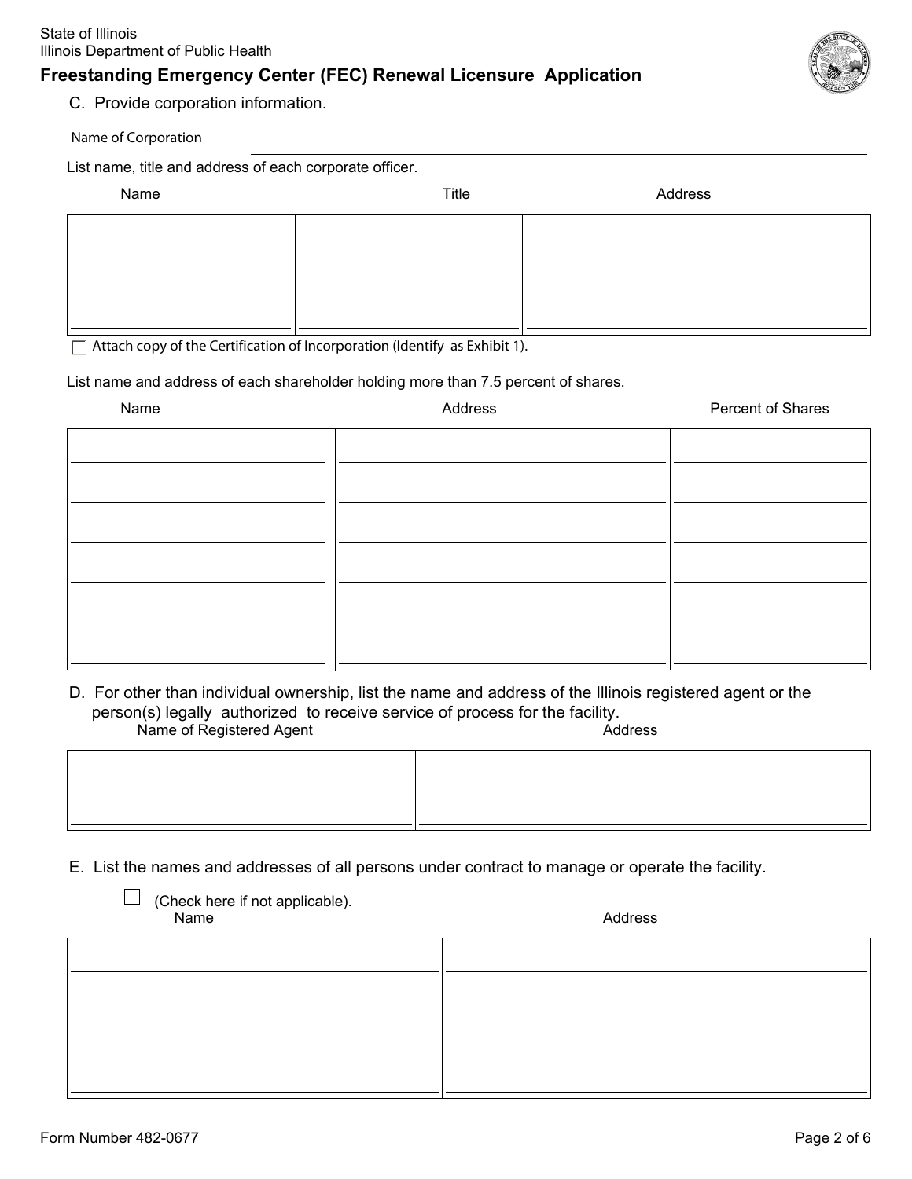State of Illinois
Illinois Department of Public Health

## Freestanding Emergency Center (FEC) Renewal Licensure Application

C. Provide corporation information.

Name of Corporation ______________________________

List name, title and address of each corporate officer.

| Name | Title | Address |
|---|---|---|
| | | |
| | | |
| | | |

☐ Attach copy of the Certification of Incorporation (Identify as Exhibit 1).

List name and address of each shareholder holding more than 7.5 percent of shares.

| Name | Address | Percent of Shares |
|---|---|---|
| | | |
| | | |
| | | |
| | | |
| | | |
| | | |

D. For other than individual ownership, list the name and address of the Illinois registered agent or the person(s) legally authorized to receive service of process for the facility.

| Name of Registered Agent | Address |
|---|---|
| | |
| | |

E. List the names and addresses of all persons under contract to manage or operate the facility.

☐ (Check here if not applicable).

| Name | Address |
|---|---|
| | |
| | |
| | |
| | |

Form Number 482-0677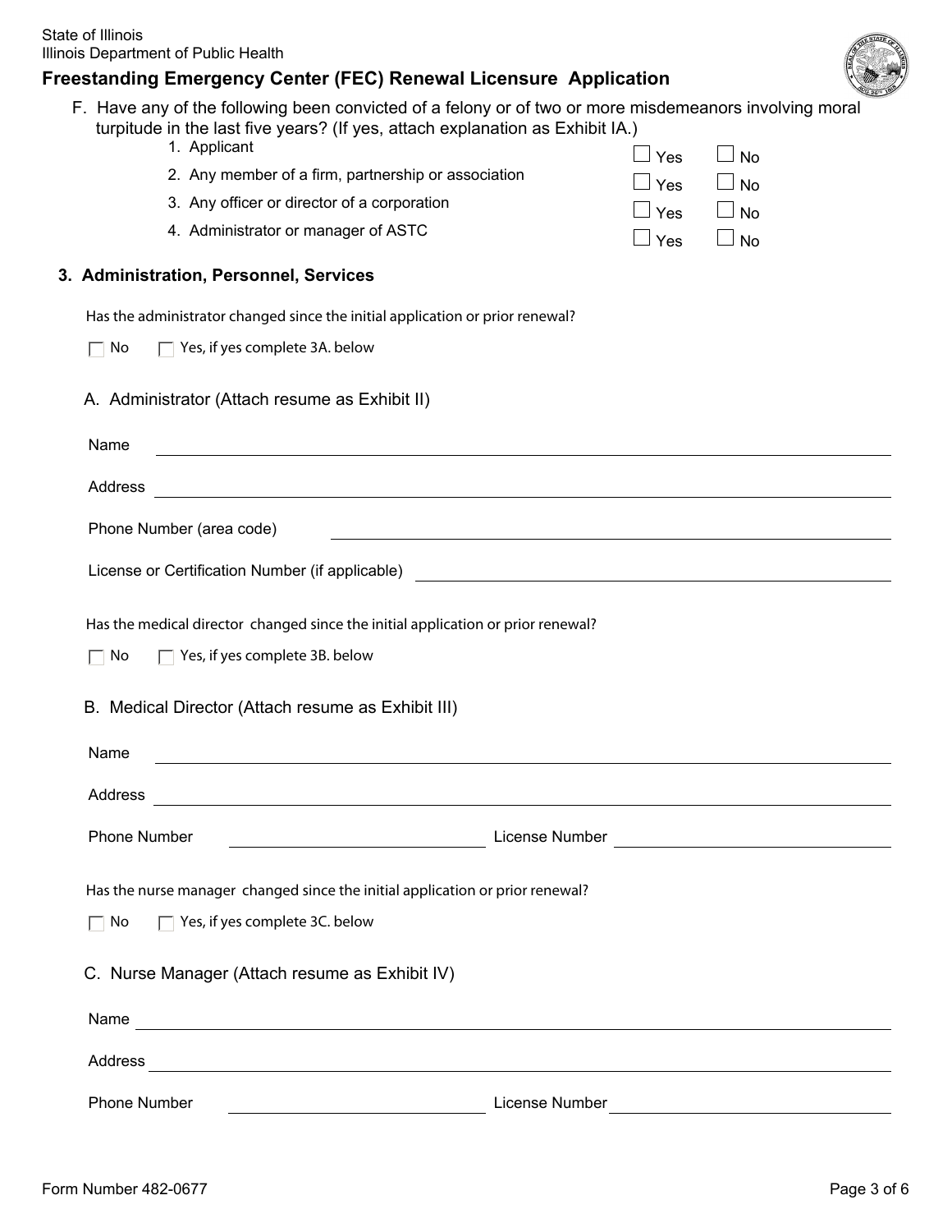F. Have any of the following been convicted of a felony or of two or more misdemeanors involving moral turpitude in the last five years? (If yes, attach explanation as Exhibit IA.)

1. Applicant ☐ Yes ☐ No
2. Any member of a firm, partnership or association ☐ Yes ☐ No
3. Any officer or director of a corporation ☐ Yes ☐ No
4. Administrator or manager of ASTC ☐ Yes ☐ No

### 3. Administration, Personnel, Services

Has the administrator changed since the initial application or prior renewal?

☐ No ☐ Yes, if yes complete 3A. below

A. Administrator (Attach resume as Exhibit II)

Name \_\_\_\_\_\_\_\_\_\_\_\_\_\_\_\_\_\_\_\_

Address \_\_\_\_\_\_\_\_\_\_\_\_\_\_\_\_\_\_\_\_

Phone Number (area code) \_\_\_\_\_\_\_\_\_\_\_\_\_\_\_\_\_\_\_\_

License or Certification Number (if applicable) \_\_\_\_\_\_\_\_\_\_\_\_\_\_\_\_\_\_\_\_

Has the medical director changed since the initial application or prior renewal?

☐ No ☐ Yes, if yes complete 3B. below

B. Medical Director (Attach resume as Exhibit III)

Name \_\_\_\_\_\_\_\_\_\_\_\_\_\_\_\_\_\_\_\_

Address \_\_\_\_\_\_\_\_\_\_\_\_\_\_\_\_\_\_\_\_

Phone Number \_\_\_\_\_\_\_\_\_\_ License Number \_\_\_\_\_\_\_\_\_\_

Has the nurse manager changed since the initial application or prior renewal?

☐ No ☐ Yes, if yes complete 3C. below

C. Nurse Manager (Attach resume as Exhibit IV)

Name \_\_\_\_\_\_\_\_\_\_\_\_\_\_\_\_\_\_\_\_

Address \_\_\_\_\_\_\_\_\_\_\_\_\_\_\_\_\_\_\_\_

Phone Number \_\_\_\_\_\_\_\_\_\_ License Number \_\_\_\_\_\_\_\_\_\_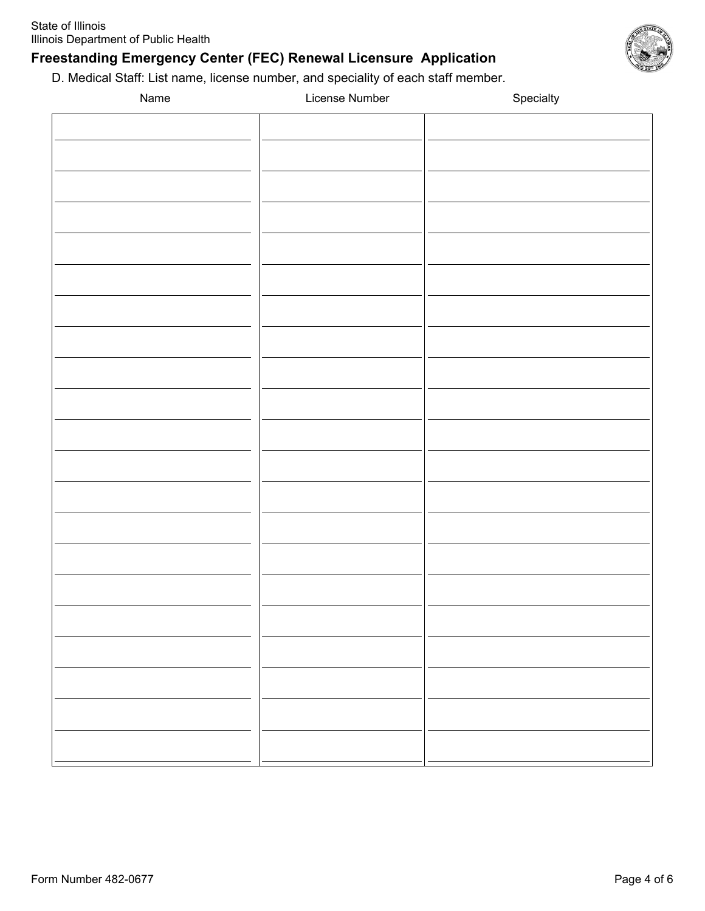## Freestanding Emergency Center (FEC) Renewal Licensure Application

D. Medical Staff: List name, license number, and speciality of each staff member.

| Name | License Number | Specialty |
|---|---|---|
| | | |
| | | |
| | | |
| | | |
| | | |
| | | |
| | | |
| | | |
| | | |
| | | |
| | | |
| | | |
| | | |
| | | |
| | | |
| | | |
| | | |
| | | |
| | | |
| | | |
| | | |

Form Number 482-0677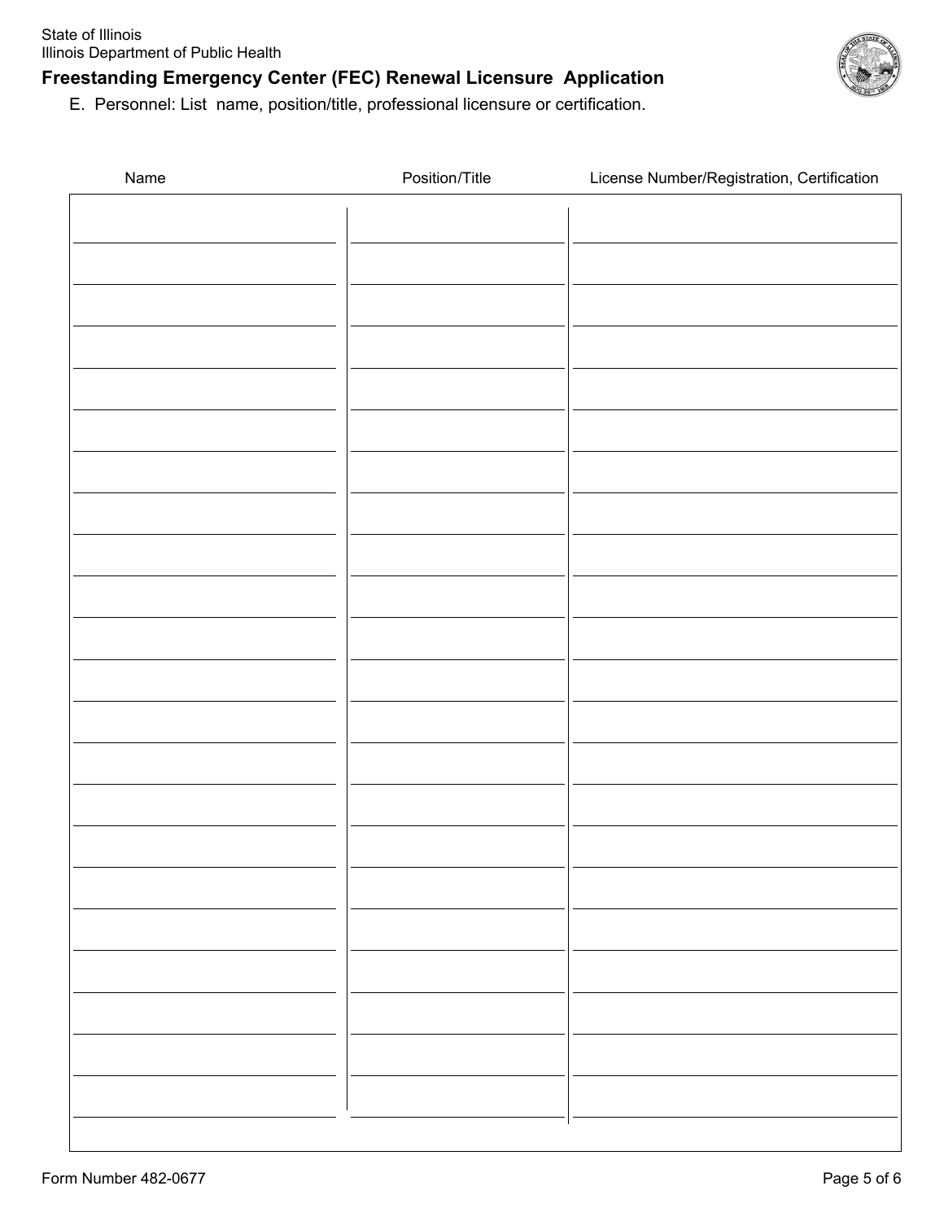# Freestanding Emergency Center (FEC) Renewal Licensure Application

E. Personnel: List name, position/title, professional licensure or certification.

| Name | Position/Title | License Number/Registration, Certification |
| --- | --- | --- |
| | | |
| | | |
| | | |
| | | |
| | | |
| | | |
| | | |
| | | |
| | | |
| | | |
| | | |
| | | |
| | | |
| | | |
| | | |
| | | |
| | | |
| | | |
| | | |
| | | |
| | | |
| | | |

Form Number 482-0677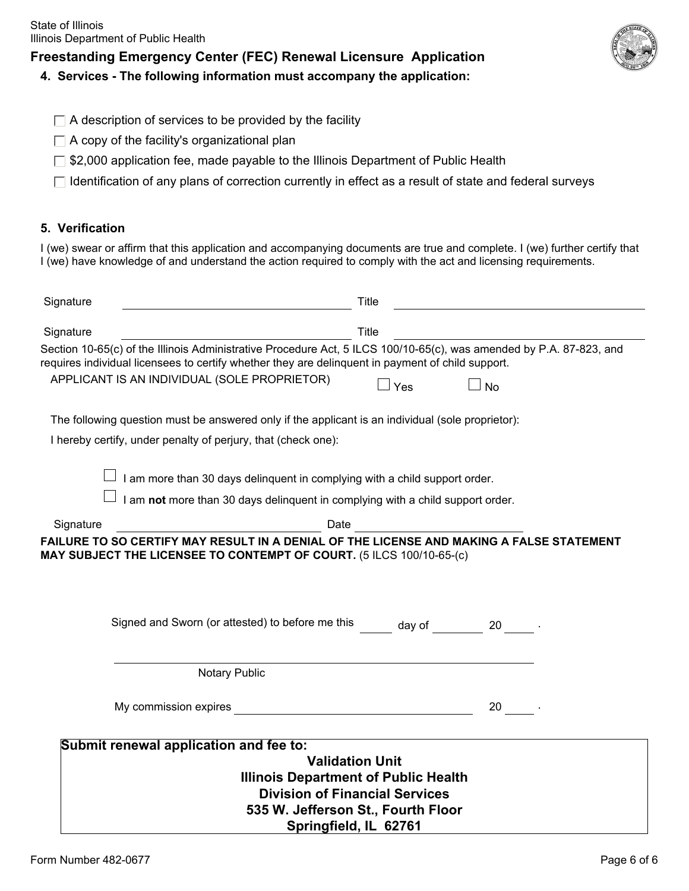State of Illinois
Illinois Department of Public Health

## Freestanding Emergency Center (FEC) Renewal Licensure Application

### 4. Services - The following information must accompany the application:

- ☐ A description of services to be provided by the facility
- ☐ A copy of the facility's organizational plan
- ☐ $2,000 application fee, made payable to the Illinois Department of Public Health
- ☐ Identification of any plans of correction currently in effect as a result of state and federal surveys

### 5. Verification

I (we) swear or affirm that this application and accompanying documents are true and complete. I (we) further certify that I (we) have knowledge of and understand the action required to comply with the act and licensing requirements.

Signature ______________________________ Title ______________________________

Signature ______________________________ Title ______________________________

Section 10-65(c) of the Illinois Administrative Procedure Act, 5 ILCS 100/10-65(c), was amended by P.A. 87-823, and requires individual licensees to certify whether they are delinquent in payment of child support.

APPLICANT IS AN INDIVIDUAL (SOLE PROPRIETOR) ☐ Yes ☐ No

The following question must be answered only if the applicant is an individual (sole proprietor):

I hereby certify, under penalty of perjury, that (check one):

- ☐ I am more than 30 days delinquent in complying with a child support order.
- ☐ I am **not** more than 30 days delinquent in complying with a child support order.

Signature ______________________________ Date ______________________________

**FAILURE TO SO CERTIFY MAY RESULT IN A DENIAL OF THE LICENSE AND MAKING A FALSE STATEMENT MAY SUBJECT THE LICENSEE TO CONTEMPT OF COURT.** (5 ILCS 100/10-65-(c)

Signed and Sworn (or attested) to before me this _____ day of ________ 20 _____.

______________________________
Notary Public

My commission expires ______________________________ 20 _____.

**Submit renewal application and fee to:**

**Validation Unit**
**Illinois Department of Public Health**
**Division of Financial Services**
**535 W. Jefferson St., Fourth Floor**
**Springfield, IL 62761**

Form Number 482-0677